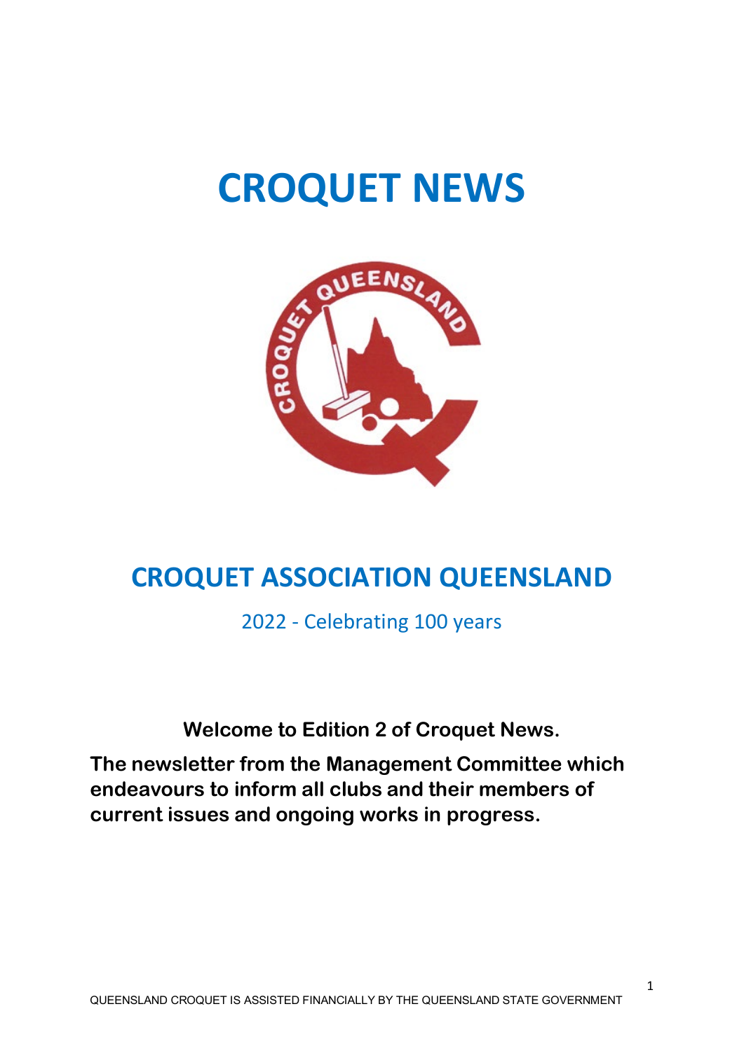# CROQUET NEWS

## CROQUET ASSOCIATION QUEENSLAND

2022 - Celebrating 100 years

**Welcome to Edition 2 of Croquet News.**

**The newsletter from the Management Committee which endeavours to inform all clubs and their members of current issues and ongoing works in progress.**

QUEENSLAND CROQUET IS ASSISTED FINANCIALLY BY THE QUEENSLAND STATE GOVERNMENT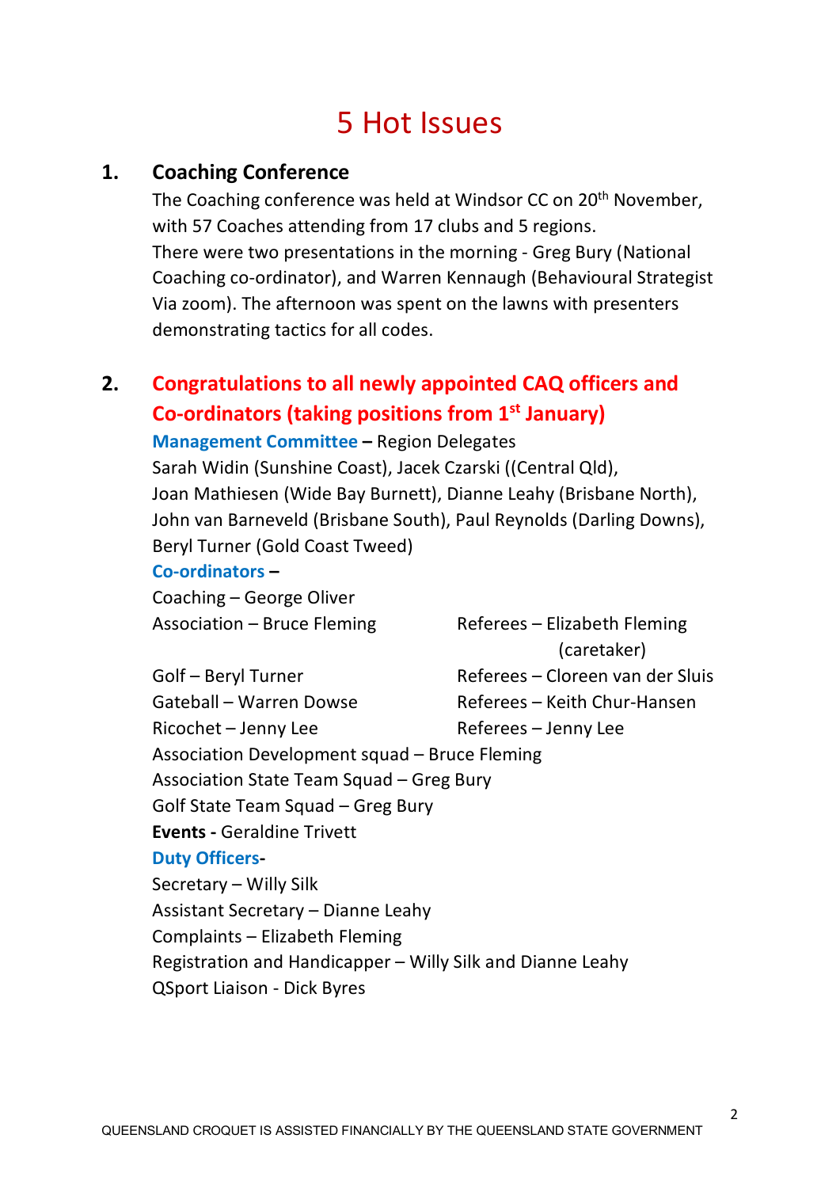# 5 Hot Issues

## 1. Coaching Conference

The Coaching conference was held at Windsor CC on 20th November, with 57 Coaches attending from 17 clubs and 5 regions.

There were two presentations in the morning - Greg Bury (National Coaching co-ordinator), and Warren Kennaugh (Behavioural Strategist Via zoom). The afternoon was spent on the lawns with presenters demonstrating tactics for all codes.

## 2. Congratulations to all newly appointed CAQ officers and Co-ordinators (taking positions from 1st January)

**Management Committee** – Region Delegates

Sarah Widin (Sunshine Coast), Jacek Czarski ((Central Qld), Joan Mathiesen (Wide Bay Burnett), Dianne Leahy (Brisbane North), John van Barneveld (Brisbane South), Paul Reynolds (Darling Downs), Beryl Turner (Gold Coast Tweed)

**Co-ordinators** –

Coaching – George Oliver

Association – Bruce Fleming

Golf – Beryl Turner

Gateball – Warren Dowse

Ricochet – Jenny Lee

Referees – Elizabeth Fleming (caretaker)

Referees – Cloreen van der Sluis

Referees – Keith Chur-Hansen

Referees – Jenny Lee

Association Development squad – Bruce Fleming

Association State Team Squad – Greg Bury

Golf State Team Squad – Greg Bury

**Events** - Geraldine Trivett

**Duty Officers**-

Secretary – Willy Silk

Assistant Secretary – Dianne Leahy

Complaints – Elizabeth Fleming

Registration and Handicapper – Willy Silk and Dianne Leahy

QSport Liaison - Dick Byres

QUEENSLAND CROQUET IS ASSISTED FINANCIALLY BY THE QUEENSLAND STATE GOVERNMENT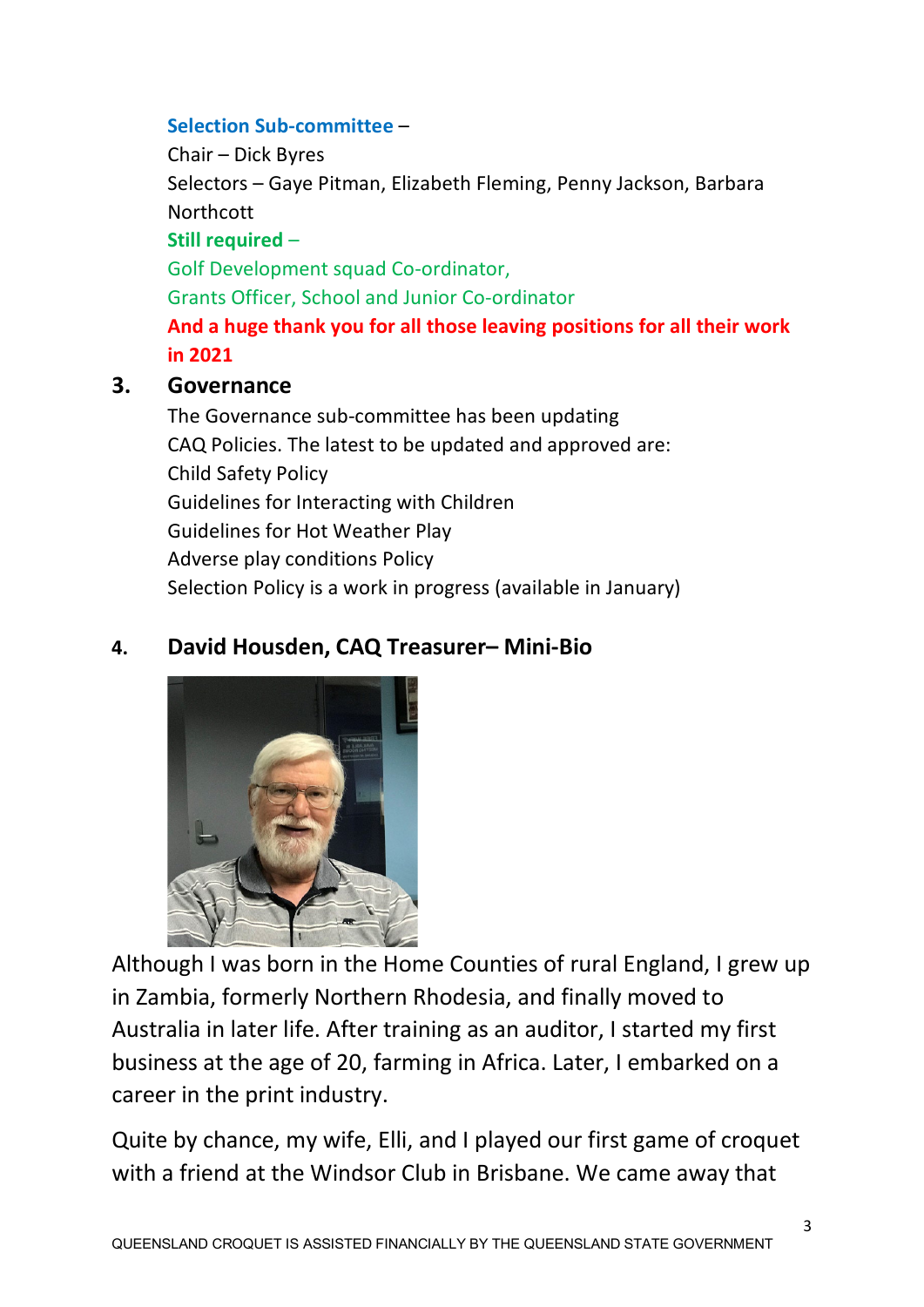**Selection Sub-committee** –

Chair – Dick Byres

Selectors – Gaye Pitman, Elizabeth Fleming, Penny Jackson, Barbara Northcott

**Still required** –

Golf Development squad Co-ordinator,

Grants Officer, School and Junior Co-ordinator

**And a huge thank you for all those leaving positions for all their work in 2021**

## 3. Governance

The Governance sub-committee has been updating CAQ Policies. The latest to be updated and approved are:

Child Safety Policy

Guidelines for Interacting with Children

Guidelines for Hot Weather Play

Adverse play conditions Policy

Selection Policy is a work in progress (available in January)

## 4. David Housden, CAQ Treasurer– Mini-Bio

Although I was born in the Home Counties of rural England, I grew up in Zambia, formerly Northern Rhodesia, and finally moved to Australia in later life. After training as an auditor, I started my first business at the age of 20, farming in Africa. Later, I embarked on a career in the print industry.

Quite by chance, my wife, Elli, and I played our first game of croquet with a friend at the Windsor Club in Brisbane. We came away that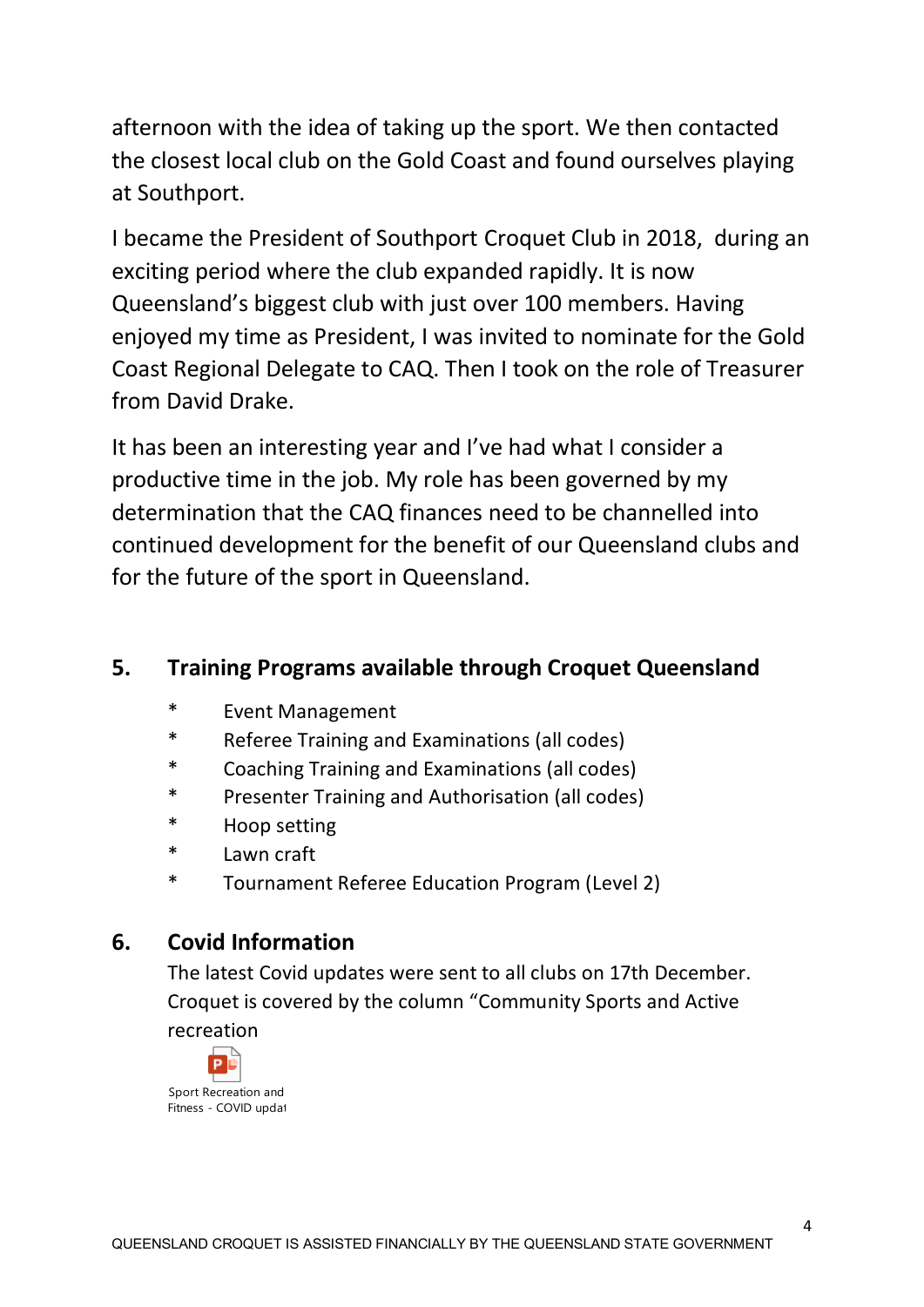afternoon with the idea of taking up the sport. We then contacted the closest local club on the Gold Coast and found ourselves playing at Southport.

I became the President of Southport Croquet Club in 2018, during an exciting period where the club expanded rapidly. It is now Queensland's biggest club with just over 100 members. Having enjoyed my time as President, I was invited to nominate for the Gold Coast Regional Delegate to CAQ. Then I took on the role of Treasurer from David Drake.

It has been an interesting year and I've had what I consider a productive time in the job. My role has been governed by my determination that the CAQ finances need to be channelled into continued development for the benefit of our Queensland clubs and for the future of the sport in Queensland.

## 5. Training Programs available through Croquet Queensland

* Event Management
* Referee Training and Examinations (all codes)
* Coaching Training and Examinations (all codes)
* Presenter Training and Authorisation (all codes)
* Hoop setting
* Lawn craft
* Tournament Referee Education Program (Level 2)

## 6. Covid Information

The latest Covid updates were sent to all clubs on 17th December. Croquet is covered by the column "Community Sports and Active recreation

Sport Recreation and Fitness - COVID updat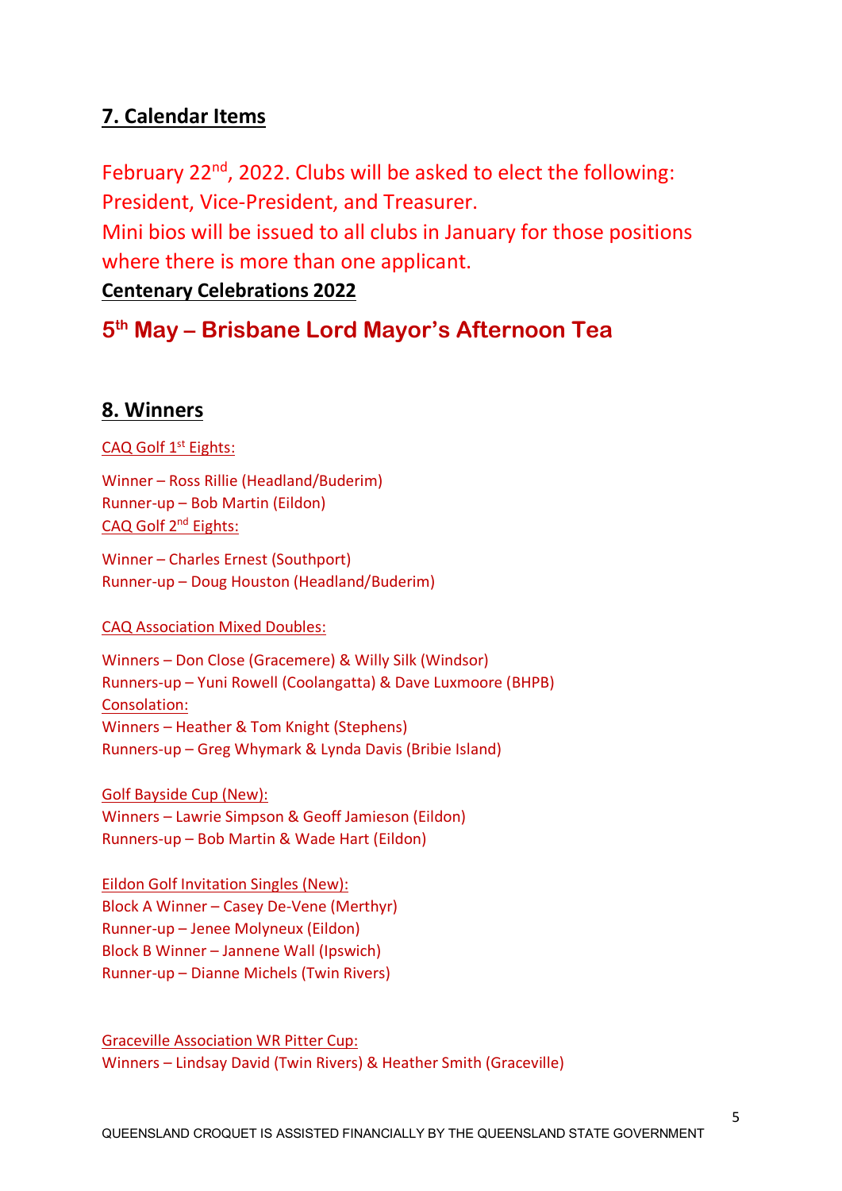## 7. Calendar Items

February 22nd, 2022. Clubs will be asked to elect the following: President, Vice-President, and Treasurer.
Mini bios will be issued to all clubs in January for those positions where there is more than one applicant.

**Centenary Celebrations 2022**

### 5th May – Brisbane Lord Mayor's Afternoon Tea

## 8. Winners

CAQ Golf 1st Eights:

Winner – Ross Rillie (Headland/Buderim)
Runner-up – Bob Martin (Eildon)

CAQ Golf 2nd Eights:

Winner – Charles Ernest (Southport)
Runner-up – Doug Houston (Headland/Buderim)

CAQ Association Mixed Doubles:

Winners – Don Close (Gracemere) & Willy Silk (Windsor)
Runners-up – Yuni Rowell (Coolangatta) & Dave Luxmoore (BHPB)

Consolation:

Winners – Heather & Tom Knight (Stephens)
Runners-up – Greg Whymark & Lynda Davis (Bribie Island)

Golf Bayside Cup (New):

Winners – Lawrie Simpson & Geoff Jamieson (Eildon)
Runners-up – Bob Martin & Wade Hart (Eildon)

Eildon Golf Invitation Singles (New):

Block A Winner – Casey De-Vene (Merthyr)
Runner-up – Jenee Molyneux (Eildon)
Block B Winner – Jannene Wall (Ipswich)
Runner-up – Dianne Michels (Twin Rivers)

Graceville Association WR Pitter Cup:

Winners – Lindsay David (Twin Rivers) & Heather Smith (Graceville)

QUEENSLAND CROQUET IS ASSISTED FINANCIALLY BY THE QUEENSLAND STATE GOVERNMENT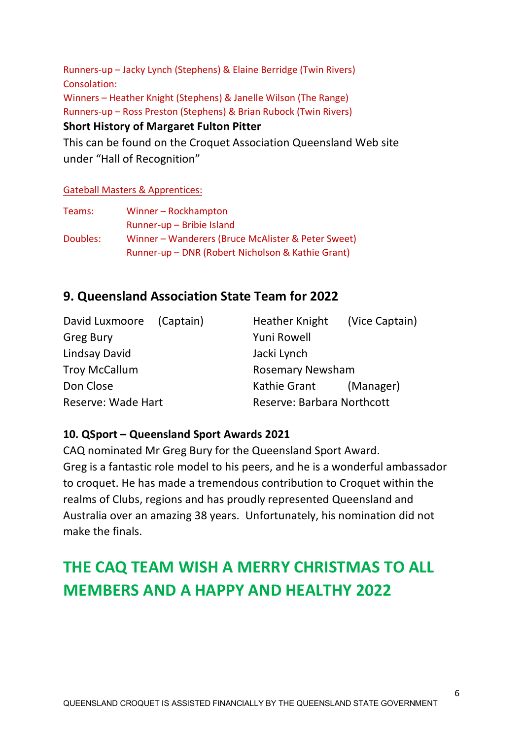Runners-up – Jacky Lynch (Stephens) & Elaine Berridge (Twin Rivers)
Consolation:
Winners – Heather Knight (Stephens) & Janelle Wilson (The Range)
Runners-up – Ross Preston (Stephens) & Brian Rubock (Twin Rivers)

**Short History of Margaret Fulton Pitter**

This can be found on the Croquet Association Queensland Web site under "Hall of Recognition"

Gateball Masters & Apprentices:

| | | |
|---|---|---|
| Teams: | Winner – Rockhampton | |
| | Runner-up – Bribie Island | |
| Doubles: | Winner – Wanderers (Bruce McAlister & Peter Sweet) | |
| | Runner-up – DNR (Robert Nicholson & Kathie Grant) | |

## 9. Queensland Association State Team for 2022

| | | | |
|---|---|---|---|
| David Luxmoore | (Captain) | Heather Knight | (Vice Captain) |
| Greg Bury | | Yuni Rowell | |
| Lindsay David | | Jacki Lynch | |
| Troy McCallum | | Rosemary Newsham | |
| Don Close | | Kathie Grant | (Manager) |
| Reserve: Wade Hart | | Reserve: Barbara Northcott | |

**10. QSport – Queensland Sport Awards 2021**

CAQ nominated Mr Greg Bury for the Queensland Sport Award.
Greg is a fantastic role model to his peers, and he is a wonderful ambassador to croquet. He has made a tremendous contribution to Croquet within the realms of Clubs, regions and has proudly represented Queensland and Australia over an amazing 38 years. Unfortunately, his nomination did not make the finals.

## THE CAQ TEAM WISH A MERRY CHRISTMAS TO ALL MEMBERS AND A HAPPY AND HEALTHY 2022

QUEENSLAND CROQUET IS ASSISTED FINANCIALLY BY THE QUEENSLAND STATE GOVERNMENT